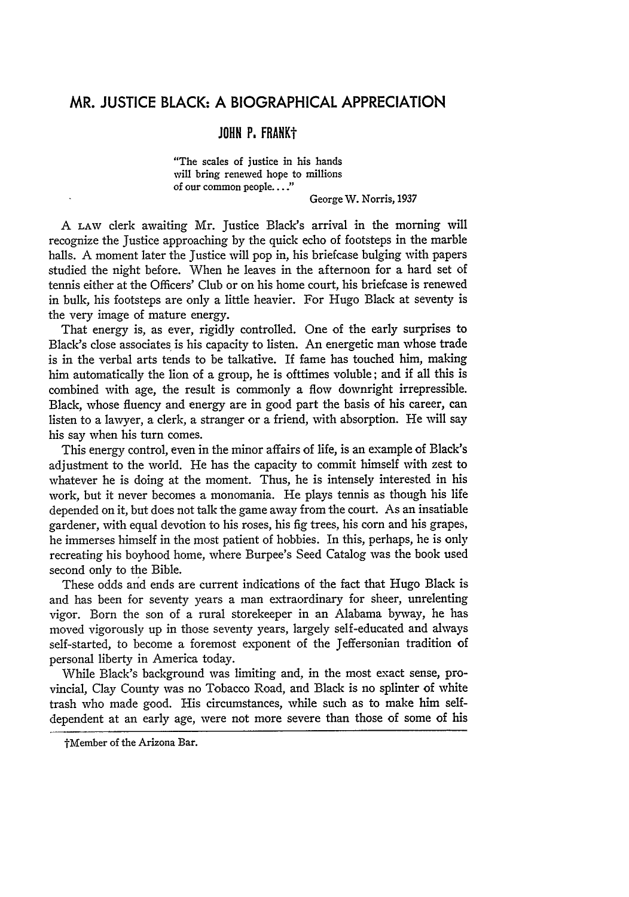# MR. JUSTICE BLACK: A BIOGRAPHICAL APPRECIATION

## JOHN P. FRANK†

> "The scales of justice in his hands will bring renewed hope to millions of our common people...."
>
> George W. Norris, 1937

A LAW clerk awaiting Mr. Justice Black's arrival in the morning will recognize the Justice approaching by the quick echo of footsteps in the marble halls. A moment later the Justice will pop in, his briefcase bulging with papers studied the night before. When he leaves in the afternoon for a hard set of tennis either at the Officers' Club or on his home court, his briefcase is renewed in bulk, his footsteps are only a little heavier. For Hugo Black at seventy is the very image of mature energy.

That energy is, as ever, rigidly controlled. One of the early surprises to Black's close associates is his capacity to listen. An energetic man whose trade is in the verbal arts tends to be talkative. If fame has touched him, making him automatically the lion of a group, he is ofttimes voluble; and if all this is combined with age, the result is commonly a flow downright irrepressible. Black, whose fluency and energy are in good part the basis of his career, can listen to a lawyer, a clerk, a stranger or a friend, with absorption. He will say his say when his turn comes.

This energy control, even in the minor affairs of life, is an example of Black's adjustment to the world. He has the capacity to commit himself with zest to whatever he is doing at the moment. Thus, he is intensely interested in his work, but it never becomes a monomania. He plays tennis as though his life depended on it, but does not talk the game away from the court. As an insatiable gardener, with equal devotion to his roses, his fig trees, his corn and his grapes, he immerses himself in the most patient of hobbies. In this, perhaps, he is only recreating his boyhood home, where Burpee's Seed Catalog was the book used second only to the Bible.

These odds and ends are current indications of the fact that Hugo Black is and has been for seventy years a man extraordinary for sheer, unrelenting vigor. Born the son of a rural storekeeper in an Alabama byway, he has moved vigorously up in those seventy years, largely self-educated and always self-started, to become a foremost exponent of the Jeffersonian tradition of personal liberty in America today.

While Black's background was limiting and, in the most exact sense, provincial, Clay County was no Tobacco Road, and Black is no splinter of white trash who made good. His circumstances, while such as to make him self-dependent at an early age, were not more severe than those of some of his

†Member of the Arizona Bar.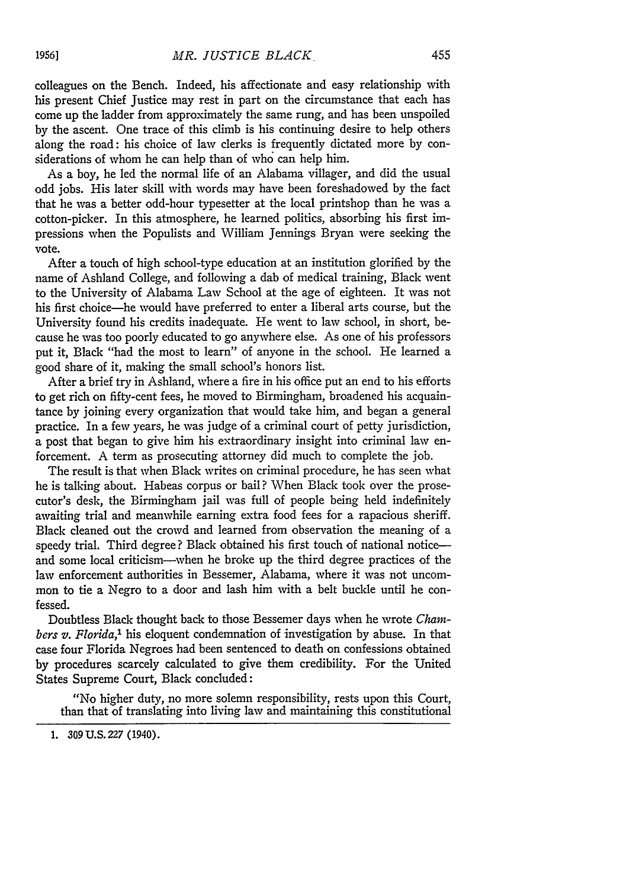colleagues on the Bench. Indeed, his affectionate and easy relationship with his present Chief Justice may rest in part on the circumstance that each has come up the ladder from approximately the same rung, and has been unspoiled by the ascent. One trace of this climb is his continuing desire to help others along the road: his choice of law clerks is frequently dictated more by considerations of whom he can help than of who can help him.

As a boy, he led the normal life of an Alabama villager, and did the usual odd jobs. His later skill with words may have been foreshadowed by the fact that he was a better odd-hour typesetter at the local printshop than he was a cotton-picker. In this atmosphere, he learned politics, absorbing his first impressions when the Populists and William Jennings Bryan were seeking the vote.

After a touch of high school-type education at an institution glorified by the name of Ashland College, and following a dab of medical training, Black went to the University of Alabama Law School at the age of eighteen. It was not his first choice—he would have preferred to enter a liberal arts course, but the University found his credits inadequate. He went to law school, in short, because he was too poorly educated to go anywhere else. As one of his professors put it, Black "had the most to learn" of anyone in the school. He learned a good share of it, making the small school's honors list.

After a brief try in Ashland, where a fire in his office put an end to his efforts to get rich on fifty-cent fees, he moved to Birmingham, broadened his acquaintance by joining every organization that would take him, and began a general practice. In a few years, he was judge of a criminal court of petty jurisdiction, a post that began to give him his extraordinary insight into criminal law enforcement. A term as prosecuting attorney did much to complete the job.

The result is that when Black writes on criminal procedure, he has seen what he is talking about. Habeas corpus or bail? When Black took over the prosecutor's desk, the Birmingham jail was full of people being held indefinitely awaiting trial and meanwhile earning extra food fees for a rapacious sheriff. Black cleaned out the crowd and learned from observation the meaning of a speedy trial. Third degree? Black obtained his first touch of national notice—and some local criticism—when he broke up the third degree practices of the law enforcement authorities in Bessemer, Alabama, where it was not uncommon to tie a Negro to a door and lash him with a belt buckle until he confessed.

Doubtless Black thought back to those Bessemer days when he wrote *Chambers v. Florida*,[1] his eloquent condemnation of investigation by abuse. In that case four Florida Negroes had been sentenced to death on confessions obtained by procedures scarcely calculated to give them credibility. For the United States Supreme Court, Black concluded:

> "No higher duty, no more solemn responsibility, rests upon this Court, than that of translating into living law and maintaining this constitutional

1. 309 U.S. 227 (1940).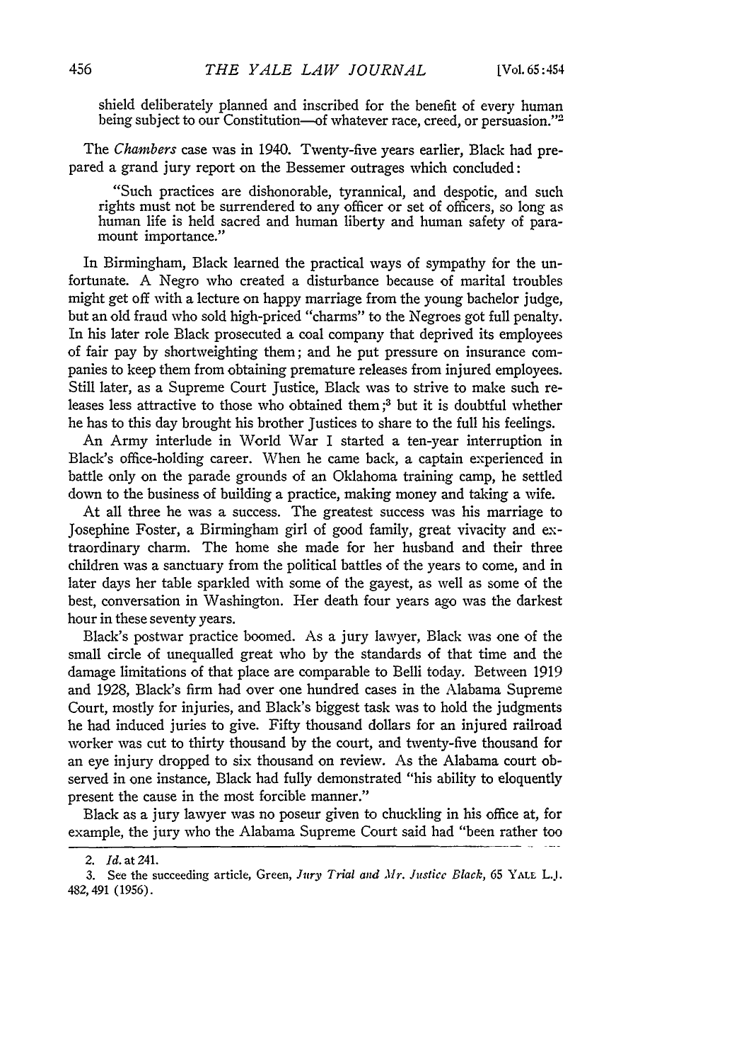shield deliberately planned and inscribed for the benefit of every human being subject to our Constitution—of whatever race, creed, or persuasion."[2]

The *Chambers* case was in 1940. Twenty-five years earlier, Black had prepared a grand jury report on the Bessemer outrages which concluded:

> "Such practices are dishonorable, tyrannical, and despotic, and such rights must not be surrendered to any officer or set of officers, so long as human life is held sacred and human liberty and human safety of paramount importance."

In Birmingham, Black learned the practical ways of sympathy for the unfortunate. A Negro who created a disturbance because of marital troubles might get off with a lecture on happy marriage from the young bachelor judge, but an old fraud who sold high-priced "charms" to the Negroes got full penalty. In his later role Black prosecuted a coal company that deprived its employees of fair pay by shortweighting them; and he put pressure on insurance companies to keep them from obtaining premature releases from injured employees. Still later, as a Supreme Court Justice, Black was to strive to make such releases less attractive to those who obtained them;[3] but it is doubtful whether he has to this day brought his brother Justices to share to the full his feelings.

An Army interlude in World War I started a ten-year interruption in Black's office-holding career. When he came back, a captain experienced in battle only on the parade grounds of an Oklahoma training camp, he settled down to the business of building a practice, making money and taking a wife.

At all three he was a success. The greatest success was his marriage to Josephine Foster, a Birmingham girl of good family, great vivacity and extraordinary charm. The home she made for her husband and their three children was a sanctuary from the political battles of the years to come, and in later days her table sparkled with some of the gayest, as well as some of the best, conversation in Washington. Her death four years ago was the darkest hour in these seventy years.

Black's postwar practice boomed. As a jury lawyer, Black was one of the small circle of unequalled great who by the standards of that time and the damage limitations of that place are comparable to Belli today. Between 1919 and 1928, Black's firm had over one hundred cases in the Alabama Supreme Court, mostly for injuries, and Black's biggest task was to hold the judgments he had induced juries to give. Fifty thousand dollars for an injured railroad worker was cut to thirty thousand by the court, and twenty-five thousand for an eye injury dropped to six thousand on review. As the Alabama court observed in one instance, Black had fully demonstrated "his ability to eloquently present the cause in the most forcible manner."

Black as a jury lawyer was no poseur given to chuckling in his office at, for example, the jury who the Alabama Supreme Court said had "been rather too

---

2. *Id.* at 241.

3. See the succeeding article, Green, *Jury Trial and Mr. Justice Black*, 65 YALE L.J. 482, 491 (1956).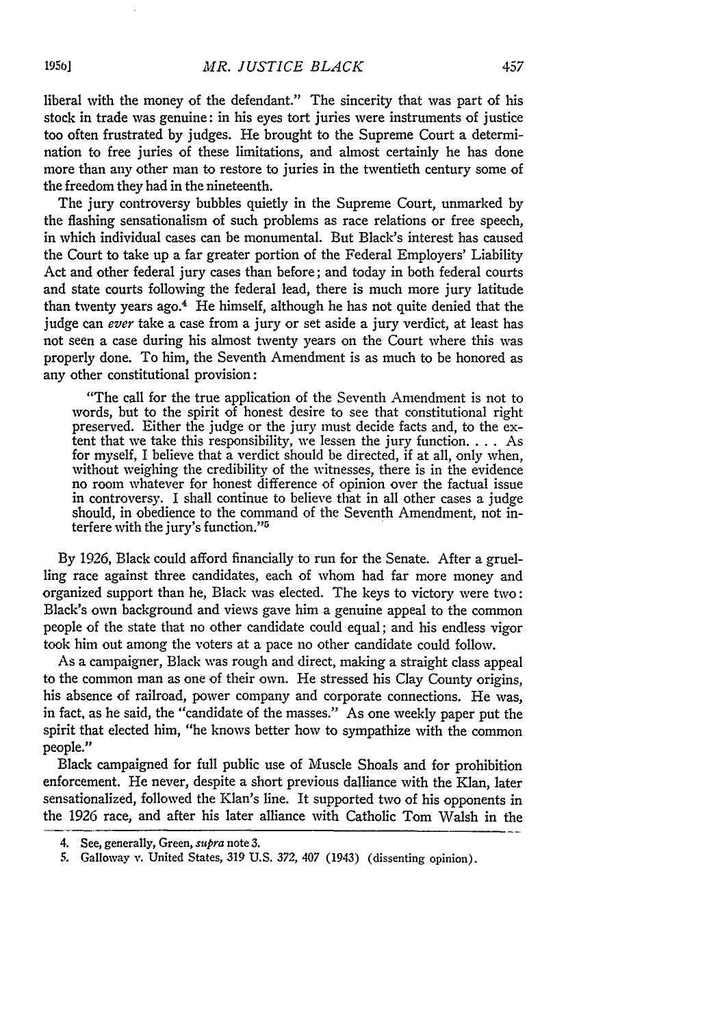liberal with the money of the defendant." The sincerity that was part of his stock in trade was genuine: in his eyes tort juries were instruments of justice too often frustrated by judges. He brought to the Supreme Court a determination to free juries of these limitations, and almost certainly he has done more than any other man to restore to juries in the twentieth century some of the freedom they had in the nineteenth.

The jury controversy bubbles quietly in the Supreme Court, unmarked by the flashing sensationalism of such problems as race relations or free speech, in which individual cases can be monumental. But Black's interest has caused the Court to take up a far greater portion of the Federal Employers' Liability Act and other federal jury cases than before; and today in both federal courts and state courts following the federal lead, there is much more jury latitude than twenty years ago.[4] He himself, although he has not quite denied that the judge can *ever* take a case from a jury or set aside a jury verdict, at least has not seen a case during his almost twenty years on the Court where this was properly done. To him, the Seventh Amendment is as much to be honored as any other constitutional provision:

> "The call for the true application of the Seventh Amendment is not to words, but to the spirit of honest desire to see that constitutional right preserved. Either the judge or the jury must decide facts and, to the extent that we take this responsibility, we lessen the jury function. . . . As for myself, I believe that a verdict should be directed, if at all, only when, without weighing the credibility of the witnesses, there is in the evidence no room whatever for honest difference of opinion over the factual issue in controversy. I shall continue to believe that in all other cases a judge should, in obedience to the command of the Seventh Amendment, not interfere with the jury's function."[5]

By 1926, Black could afford financially to run for the Senate. After a gruelling race against three candidates, each of whom had far more money and organized support than he, Black was elected. The keys to victory were two: Black's own background and views gave him a genuine appeal to the common people of the state that no other candidate could equal; and his endless vigor took him out among the voters at a pace no other candidate could follow.

As a campaigner, Black was rough and direct, making a straight class appeal to the common man as one of their own. He stressed his Clay County origins, his absence of railroad, power company and corporate connections. He was, in fact, as he said, the "candidate of the masses." As one weekly paper put the spirit that elected him, "he knows better how to sympathize with the common people."

Black campaigned for full public use of Muscle Shoals and for prohibition enforcement. He never, despite a short previous dalliance with the Klan, later sensationalized, followed the Klan's line. It supported two of his opponents in the 1926 race, and after his later alliance with Catholic Tom Walsh in the

---

4. See, generally, Green, *supra* note 3.

5. Galloway v. United States, 319 U.S. 372, 407 (1943) (dissenting opinion).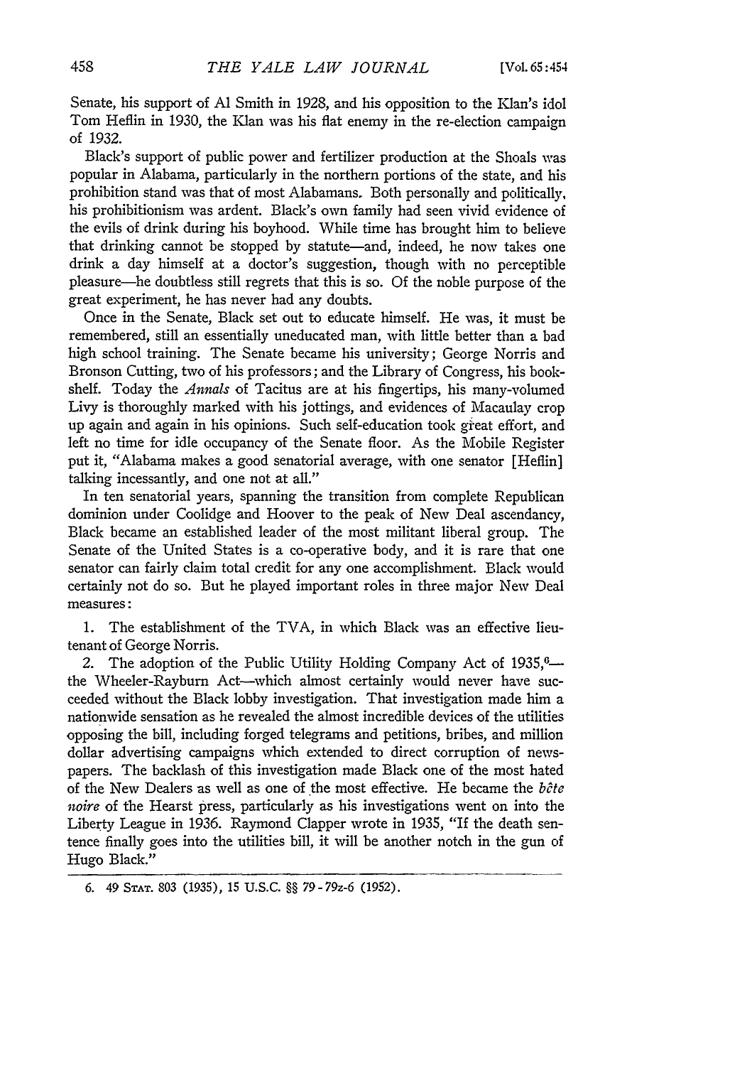Senate, his support of Al Smith in 1928, and his opposition to the Klan's idol Tom Heflin in 1930, the Klan was his flat enemy in the re-election campaign of 1932.

Black's support of public power and fertilizer production at the Shoals was popular in Alabama, particularly in the northern portions of the state, and his prohibition stand was that of most Alabamans. Both personally and politically, his prohibitionism was ardent. Black's own family had seen vivid evidence of the evils of drink during his boyhood. While time has brought him to believe that drinking cannot be stopped by statute—and, indeed, he now takes one drink a day himself at a doctor's suggestion, though with no perceptible pleasure—he doubtless still regrets that this is so. Of the noble purpose of the great experiment, he has never had any doubts.

Once in the Senate, Black set out to educate himself. He was, it must be remembered, still an essentially uneducated man, with little better than a bad high school training. The Senate became his university; George Norris and Bronson Cutting, two of his professors; and the Library of Congress, his bookshelf. Today the *Annals* of Tacitus are at his fingertips, his many-volumed Livy is thoroughly marked with his jottings, and evidences of Macaulay crop up again and again in his opinions. Such self-education took great effort, and left no time for idle occupancy of the Senate floor. As the Mobile Register put it, "Alabama makes a good senatorial average, with one senator [Heflin] talking incessantly, and one not at all."

In ten senatorial years, spanning the transition from complete Republican dominion under Coolidge and Hoover to the peak of New Deal ascendancy, Black became an established leader of the most militant liberal group. The Senate of the United States is a co-operative body, and it is rare that one senator can fairly claim total credit for any one accomplishment. Black would certainly not do so. But he played important roles in three major New Deal measures:

1. The establishment of the TVA, in which Black was an effective lieutenant of George Norris.
2. The adoption of the Public Utility Holding Company Act of 1935,[6]—the Wheeler-Rayburn Act—which almost certainly would never have succeeded without the Black lobby investigation. That investigation made him a nationwide sensation as he revealed the almost incredible devices of the utilities opposing the bill, including forged telegrams and petitions, bribes, and million dollar advertising campaigns which extended to direct corruption of newspapers. The backlash of this investigation made Black one of the most hated of the New Dealers as well as one of the most effective. He became the *bête noire* of the Hearst press, particularly as his investigations went on into the Liberty League in 1936. Raymond Clapper wrote in 1935, "If the death sentence finally goes into the utilities bill, it will be another notch in the gun of Hugo Black."

6. 49 STAT. 803 (1935), 15 U.S.C. §§ 79-79z-6 (1952).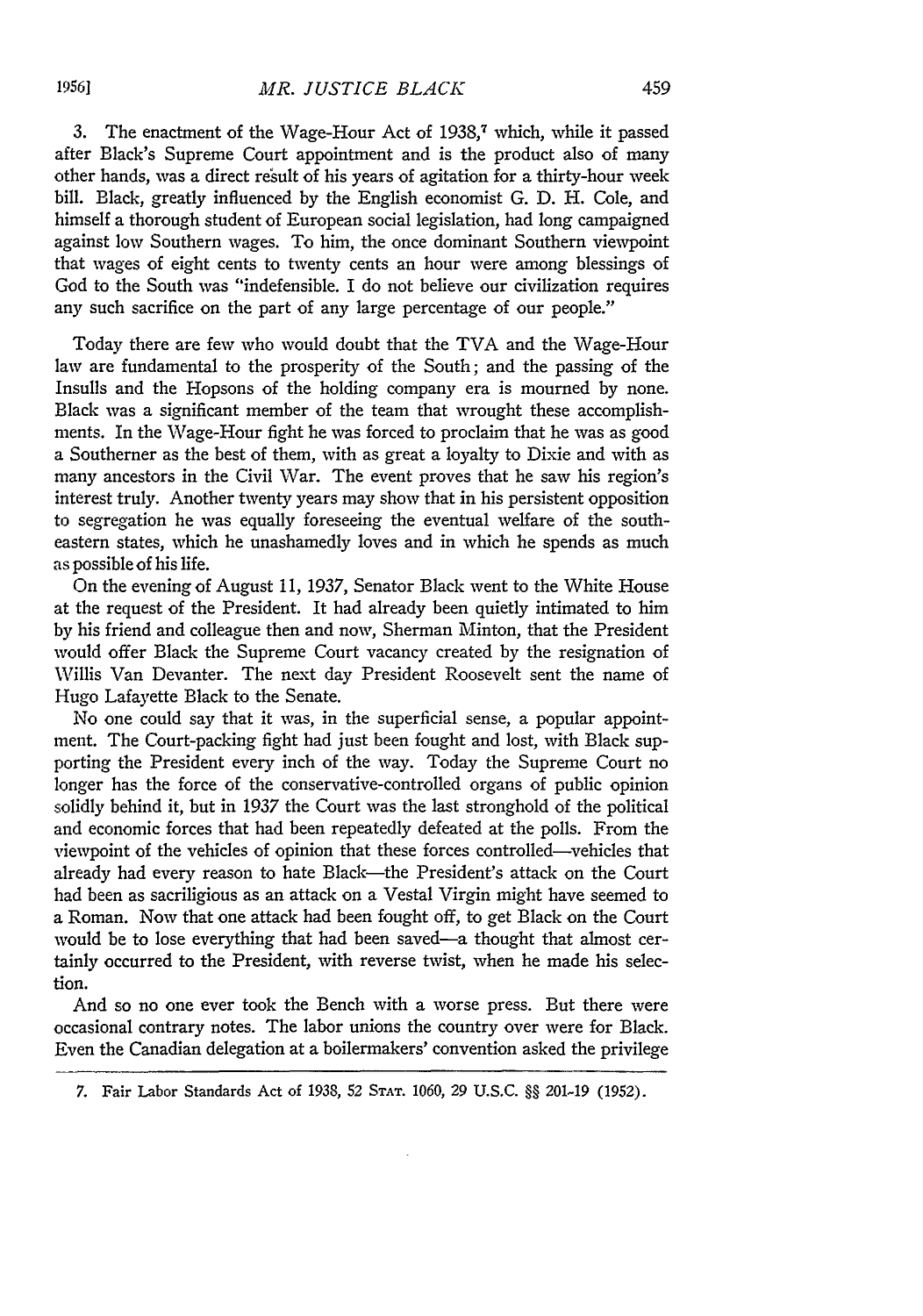3. The enactment of the Wage-Hour Act of 1938,[7] which, while it passed after Black's Supreme Court appointment and is the product also of many other hands, was a direct result of his years of agitation for a thirty-hour week bill. Black, greatly influenced by the English economist G. D. H. Cole, and himself a thorough student of European social legislation, had long campaigned against low Southern wages. To him, the once dominant Southern viewpoint that wages of eight cents to twenty cents an hour were among blessings of God to the South was "indefensible. I do not believe our civilization requires any such sacrifice on the part of any large percentage of our people."

Today there are few who would doubt that the TVA and the Wage-Hour law are fundamental to the prosperity of the South; and the passing of the Insulls and the Hopsons of the holding company era is mourned by none. Black was a significant member of the team that wrought these accomplishments. In the Wage-Hour fight he was forced to proclaim that he was as good a Southerner as the best of them, with as great a loyalty to Dixie and with as many ancestors in the Civil War. The event proves that he saw his region's interest truly. Another twenty years may show that in his persistent opposition to segregation he was equally foreseeing the eventual welfare of the southeastern states, which he unashamedly loves and in which he spends as much as possible of his life.

On the evening of August 11, 1937, Senator Black went to the White House at the request of the President. It had already been quietly intimated to him by his friend and colleague then and now, Sherman Minton, that the President would offer Black the Supreme Court vacancy created by the resignation of Willis Van Devanter. The next day President Roosevelt sent the name of Hugo Lafayette Black to the Senate.

No one could say that it was, in the superficial sense, a popular appointment. The Court-packing fight had just been fought and lost, with Black supporting the President every inch of the way. Today the Supreme Court no longer has the force of the conservative-controlled organs of public opinion solidly behind it, but in 1937 the Court was the last stronghold of the political and economic forces that had been repeatedly defeated at the polls. From the viewpoint of the vehicles of opinion that these forces controlled—vehicles that already had every reason to hate Black—the President's attack on the Court had been as sacriligious as an attack on a Vestal Virgin might have seemed to a Roman. Now that one attack had been fought off, to get Black on the Court would be to lose everything that had been saved—a thought that almost certainly occurred to the President, with reverse twist, when he made his selection.

And so no one ever took the Bench with a worse press. But there were occasional contrary notes. The labor unions the country over were for Black. Even the Canadian delegation at a boilermakers' convention asked the privilege

7. Fair Labor Standards Act of 1938, 52 STAT. 1060, 29 U.S.C. §§ 201-19 (1952).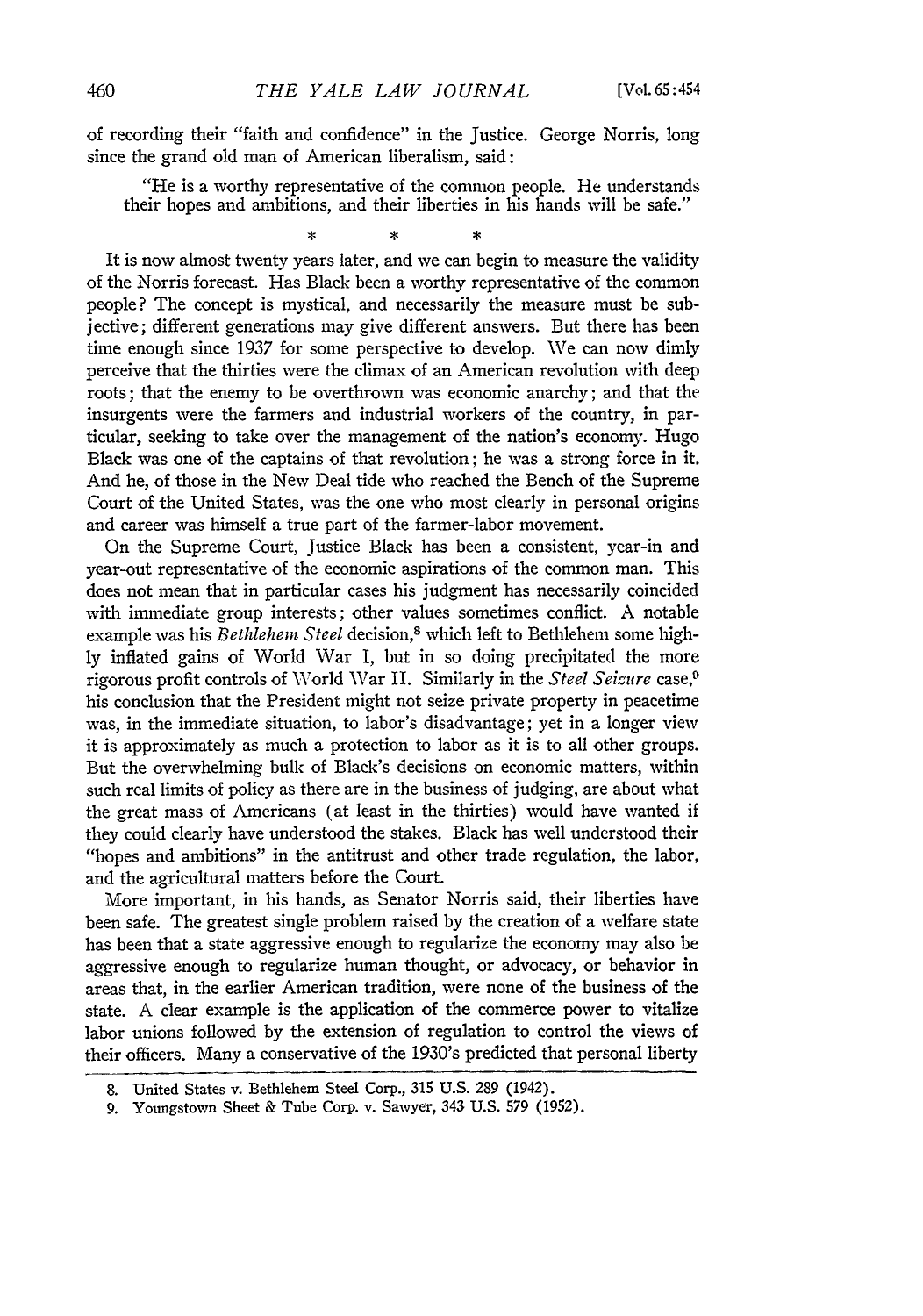of recording their "faith and confidence" in the Justice. George Norris, long since the grand old man of American liberalism, said:

> "He is a worthy representative of the common people. He understands their hopes and ambitions, and their liberties in his hands will be safe."

\* \* \*

It is now almost twenty years later, and we can begin to measure the validity of the Norris forecast. Has Black been a worthy representative of the common people? The concept is mystical, and necessarily the measure must be subjective; different generations may give different answers. But there has been time enough since 1937 for some perspective to develop. We can now dimly perceive that the thirties were the climax of an American revolution with deep roots; that the enemy to be overthrown was economic anarchy; and that the insurgents were the farmers and industrial workers of the country, in particular, seeking to take over the management of the nation's economy. Hugo Black was one of the captains of that revolution; he was a strong force in it. And he, of those in the New Deal tide who reached the Bench of the Supreme Court of the United States, was the one who most clearly in personal origins and career was himself a true part of the farmer-labor movement.

On the Supreme Court, Justice Black has been a consistent, year-in and year-out representative of the economic aspirations of the common man. This does not mean that in particular cases his judgment has necessarily coincided with immediate group interests; other values sometimes conflict. A notable example was his *Bethlehem Steel* decision,[8] which left to Bethlehem some highly inflated gains of World War I, but in so doing precipitated the more rigorous profit controls of World War II. Similarly in the *Steel Seizure* case,[9] his conclusion that the President might not seize private property in peacetime was, in the immediate situation, to labor's disadvantage; yet in a longer view it is approximately as much a protection to labor as it is to all other groups. But the overwhelming bulk of Black's decisions on economic matters, within such real limits of policy as there are in the business of judging, are about what the great mass of Americans (at least in the thirties) would have wanted if they could clearly have understood the stakes. Black has well understood their "hopes and ambitions" in the antitrust and other trade regulation, the labor, and the agricultural matters before the Court.

More important, in his hands, as Senator Norris said, their liberties have been safe. The greatest single problem raised by the creation of a welfare state has been that a state aggressive enough to regularize the economy may also be aggressive enough to regularize human thought, or advocacy, or behavior in areas that, in the earlier American tradition, were none of the business of the state. A clear example is the application of the commerce power to vitalize labor unions followed by the extension of regulation to control the views of their officers. Many a conservative of the 1930's predicted that personal liberty

---

8. United States v. Bethlehem Steel Corp., 315 U.S. 289 (1942).

9. Youngstown Sheet & Tube Corp. v. Sawyer, 343 U.S. 579 (1952).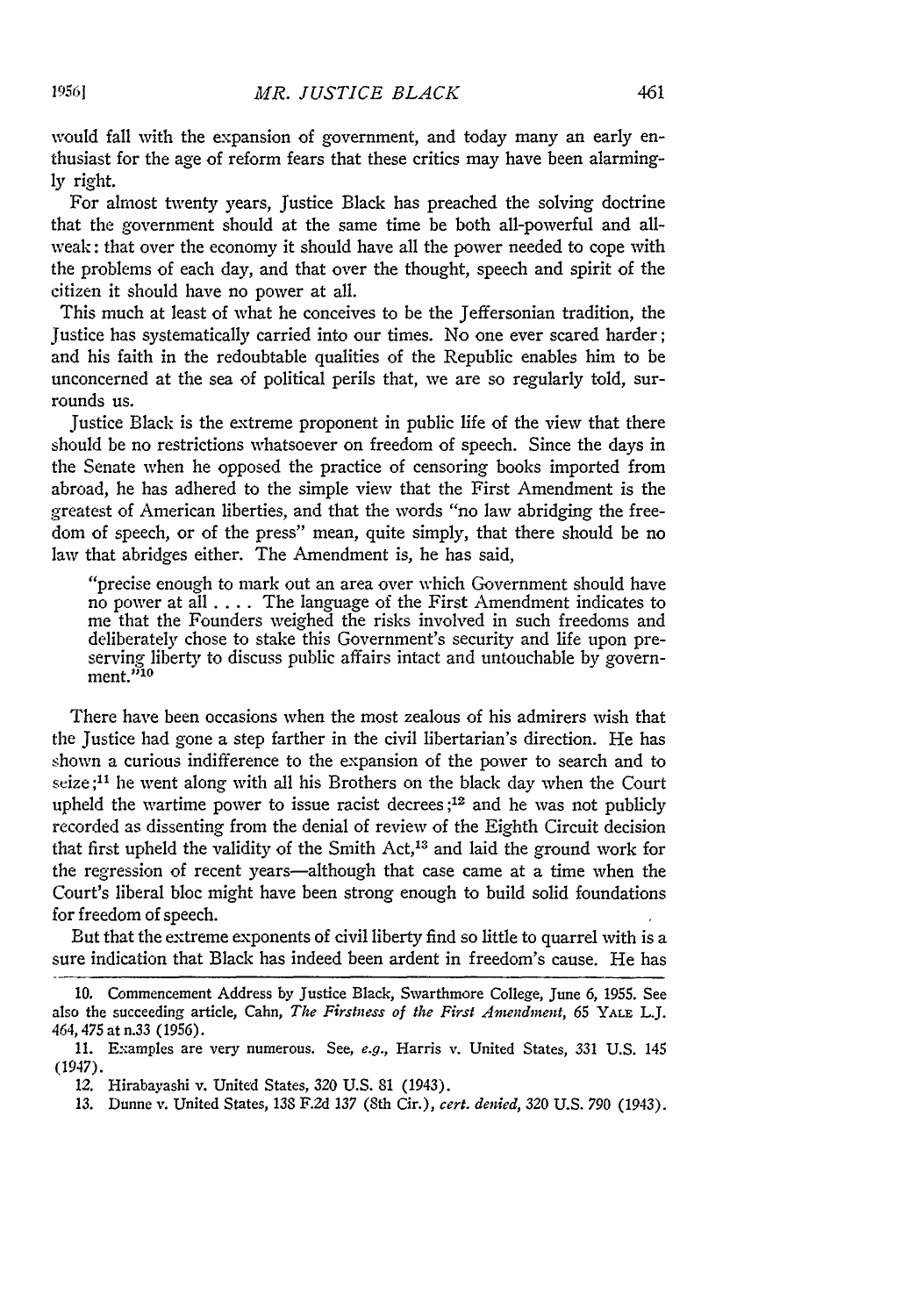would fall with the expansion of government, and today many an early enthusiast for the age of reform fears that these critics may have been alarmingly right.

For almost twenty years, Justice Black has preached the solving doctrine that the government should at the same time be both all-powerful and all-weak: that over the economy it should have all the power needed to cope with the problems of each day, and that over the thought, speech and spirit of the citizen it should have no power at all.

This much at least of what he conceives to be the Jeffersonian tradition, the Justice has systematically carried into our times. No one ever scared harder; and his faith in the redoubtable qualities of the Republic enables him to be unconcerned at the sea of political perils that, we are so regularly told, surrounds us.

Justice Black is the extreme proponent in public life of the view that there should be no restrictions whatsoever on freedom of speech. Since the days in the Senate when he opposed the practice of censoring books imported from abroad, he has adhered to the simple view that the First Amendment is the greatest of American liberties, and that the words "no law abridging the freedom of speech, or of the press" mean, quite simply, that there should be no law that abridges either. The Amendment is, he has said,

> "precise enough to mark out an area over which Government should have no power at all . . . . The language of the First Amendment indicates to me that the Founders weighed the risks involved in such freedoms and deliberately chose to stake this Government's security and life upon preserving liberty to discuss public affairs intact and untouchable by government."[10]

There have been occasions when the most zealous of his admirers wish that the Justice had gone a step farther in the civil libertarian's direction. He has shown a curious indifference to the expansion of the power to search and to seize;[11] he went along with all his Brothers on the black day when the Court upheld the wartime power to issue racist decrees;[12] and he was not publicly recorded as dissenting from the denial of review of the Eighth Circuit decision that first upheld the validity of the Smith Act,[13] and laid the ground work for the regression of recent years—although that case came at a time when the Court's liberal bloc might have been strong enough to build solid foundations for freedom of speech.

But that the extreme exponents of civil liberty find so little to quarrel with is a sure indication that Black has indeed been ardent in freedom's cause. He has

---

10. Commencement Address by Justice Black, Swarthmore College, June 6, 1955. See also the succeeding article, Cahn, *The Firstness of the First Amendment*, 65 YALE L.J. 464, 475 at n.33 (1956).

11. Examples are very numerous. See, *e.g.*, Harris v. United States, 331 U.S. 145 (1947).

12. Hirabayashi v. United States, 320 U.S. 81 (1943).

13. Dunne v. United States, 138 F.2d 137 (8th Cir.), *cert. denied*, 320 U.S. 790 (1943).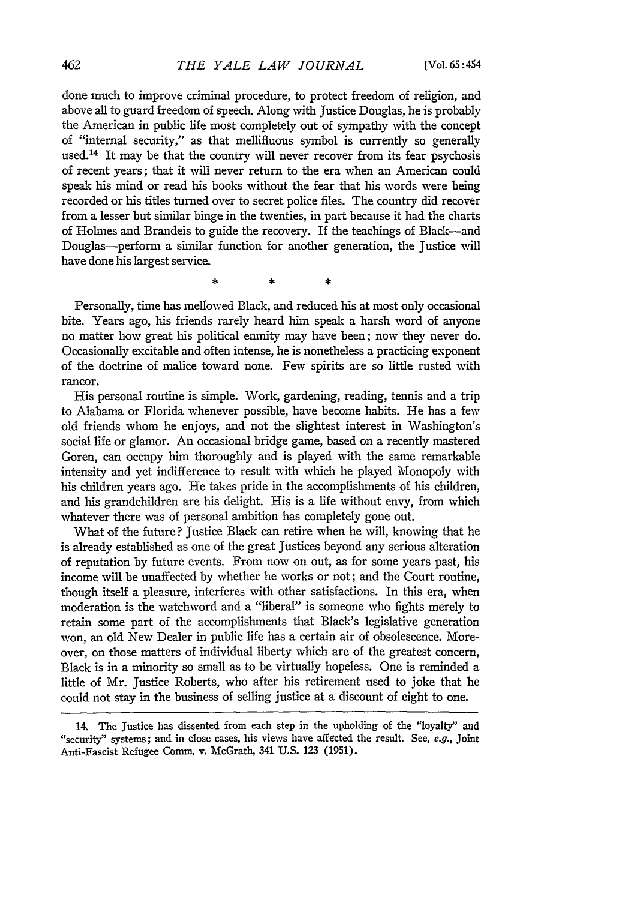done much to improve criminal procedure, to protect freedom of religion, and above all to guard freedom of speech. Along with Justice Douglas, he is probably the American in public life most completely out of sympathy with the concept of "internal security," as that mellifluous symbol is currently so generally used.[14] It may be that the country will never recover from its fear psychosis of recent years; that it will never return to the era when an American could speak his mind or read his books without the fear that his words were being recorded or his titles turned over to secret police files. The country did recover from a lesser but similar binge in the twenties, in part because it had the charts of Holmes and Brandeis to guide the recovery. If the teachings of Black—and Douglas—perform a similar function for another generation, the Justice will have done his largest service.

\* \* \*

Personally, time has mellowed Black, and reduced his at most only occasional bite. Years ago, his friends rarely heard him speak a harsh word of anyone no matter how great his political enmity may have been; now they never do. Occasionally excitable and often intense, he is nonetheless a practicing exponent of the doctrine of malice toward none. Few spirits are so little rusted with rancor.

His personal routine is simple. Work, gardening, reading, tennis and a trip to Alabama or Florida whenever possible, have become habits. He has a few old friends whom he enjoys, and not the slightest interest in Washington's social life or glamor. An occasional bridge game, based on a recently mastered Goren, can occupy him thoroughly and is played with the same remarkable intensity and yet indifference to result with which he played Monopoly with his children years ago. He takes pride in the accomplishments of his children, and his grandchildren are his delight. His is a life without envy, from which whatever there was of personal ambition has completely gone out.

What of the future? Justice Black can retire when he will, knowing that he is already established as one of the great Justices beyond any serious alteration of reputation by future events. From now on out, as for some years past, his income will be unaffected by whether he works or not; and the Court routine, though itself a pleasure, interferes with other satisfactions. In this era, when moderation is the watchword and a "liberal" is someone who fights merely to retain some part of the accomplishments that Black's legislative generation won, an old New Dealer in public life has a certain air of obsolescence. Moreover, on those matters of individual liberty which are of the greatest concern, Black is in a minority so small as to be virtually hopeless. One is reminded a little of Mr. Justice Roberts, who after his retirement used to joke that he could not stay in the business of selling justice at a discount of eight to one.

---

14. The Justice has dissented from each step in the upholding of the "loyalty" and "security" systems; and in close cases, his views have affected the result. See, *e.g.*, Joint Anti-Fascist Refugee Comm. v. McGrath, 341 U.S. 123 (1951).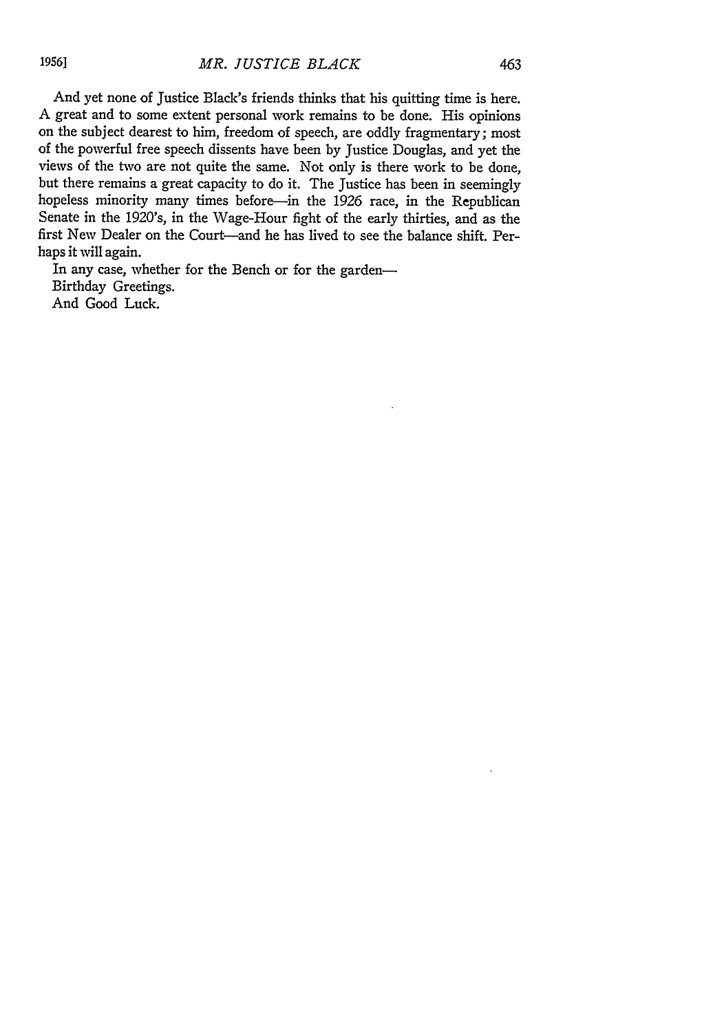And yet none of Justice Black's friends thinks that his quitting time is here. A great and to some extent personal work remains to be done. His opinions on the subject dearest to him, freedom of speech, are oddly fragmentary; most of the powerful free speech dissents have been by Justice Douglas, and yet the views of the two are not quite the same. Not only is there work to be done, but there remains a great capacity to do it. The Justice has been in seemingly hopeless minority many times before—in the 1926 race, in the Republican Senate in the 1920's, in the Wage-Hour fight of the early thirties, and as the first New Dealer on the Court—and he has lived to see the balance shift. Perhaps it will again.

In any case, whether for the Bench or for the garden—

Birthday Greetings.

And Good Luck.